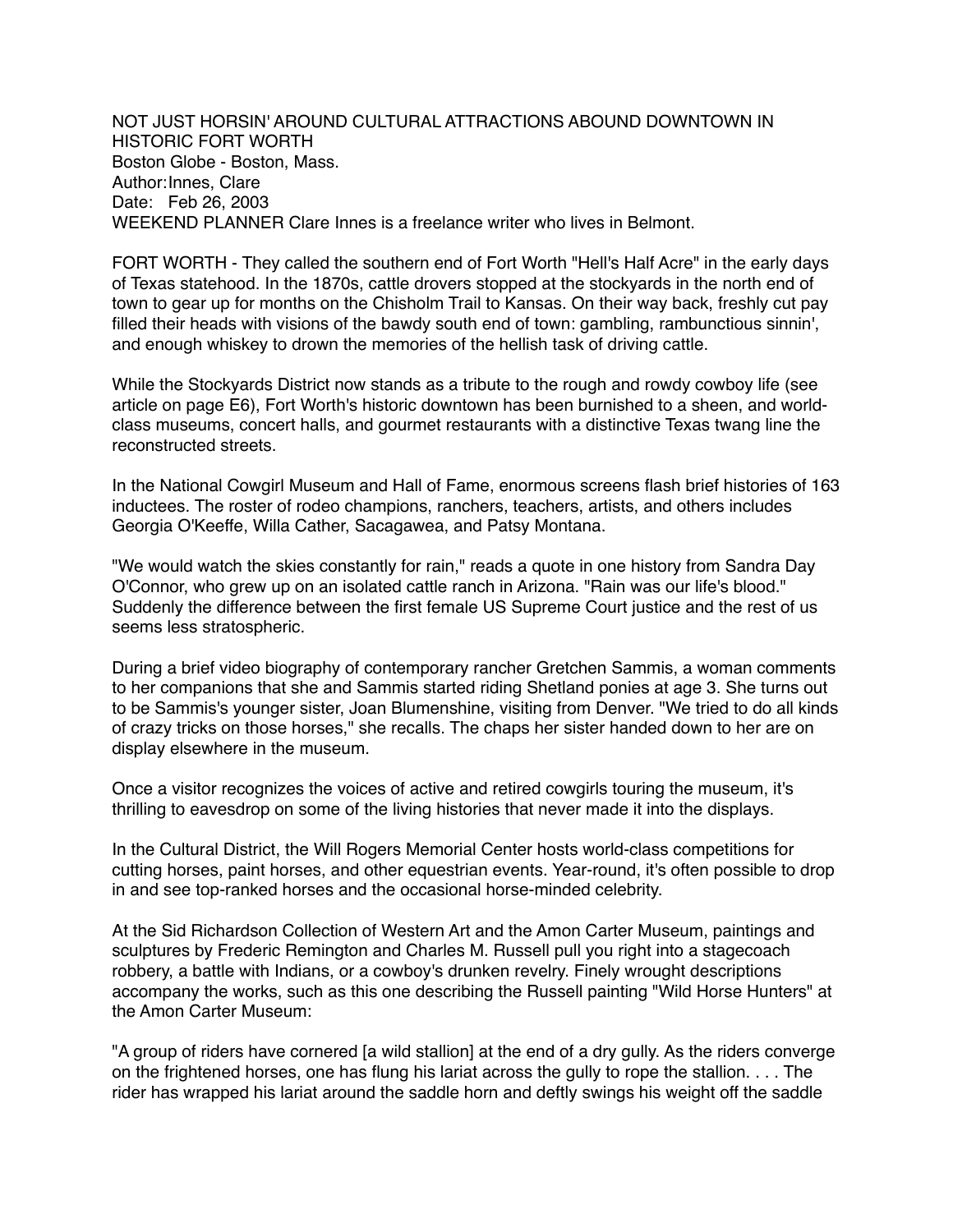# NOT JUST HORSIN' AROUND CULTURAL ATTRACTIONS ABOUND DOWNTOWN IN HISTORIC FORT WORTH

Boston Globe - Boston, Mass.
Author: Innes, Clare
Date: Feb 26, 2003
WEEKEND PLANNER Clare Innes is a freelance writer who lives in Belmont.

FORT WORTH - They called the southern end of Fort Worth "Hell's Half Acre" in the early days of Texas statehood. In the 1870s, cattle drovers stopped at the stockyards in the north end of town to gear up for months on the Chisholm Trail to Kansas. On their way back, freshly cut pay filled their heads with visions of the bawdy south end of town: gambling, rambunctious sinnin', and enough whiskey to drown the memories of the hellish task of driving cattle.

While the Stockyards District now stands as a tribute to the rough and rowdy cowboy life (see article on page E6), Fort Worth's historic downtown has been burnished to a sheen, and world-class museums, concert halls, and gourmet restaurants with a distinctive Texas twang line the reconstructed streets.

In the National Cowgirl Museum and Hall of Fame, enormous screens flash brief histories of 163 inductees. The roster of rodeo champions, ranchers, teachers, artists, and others includes Georgia O'Keeffe, Willa Cather, Sacagawea, and Patsy Montana.

"We would watch the skies constantly for rain," reads a quote in one history from Sandra Day O'Connor, who grew up on an isolated cattle ranch in Arizona. "Rain was our life's blood." Suddenly the difference between the first female US Supreme Court justice and the rest of us seems less stratospheric.

During a brief video biography of contemporary rancher Gretchen Sammis, a woman comments to her companions that she and Sammis started riding Shetland ponies at age 3. She turns out to be Sammis's younger sister, Joan Blumenshine, visiting from Denver. "We tried to do all kinds of crazy tricks on those horses," she recalls. The chaps her sister handed down to her are on display elsewhere in the museum.

Once a visitor recognizes the voices of active and retired cowgirls touring the museum, it's thrilling to eavesdrop on some of the living histories that never made it into the displays.

In the Cultural District, the Will Rogers Memorial Center hosts world-class competitions for cutting horses, paint horses, and other equestrian events. Year-round, it's often possible to drop in and see top-ranked horses and the occasional horse-minded celebrity.

At the Sid Richardson Collection of Western Art and the Amon Carter Museum, paintings and sculptures by Frederic Remington and Charles M. Russell pull you right into a stagecoach robbery, a battle with Indians, or a cowboy's drunken revelry. Finely wrought descriptions accompany the works, such as this one describing the Russell painting "Wild Horse Hunters" at the Amon Carter Museum:

"A group of riders have cornered [a wild stallion] at the end of a dry gully. As the riders converge on the frightened horses, one has flung his lariat across the gully to rope the stallion. . . . The rider has wrapped his lariat around the saddle horn and deftly swings his weight off the saddle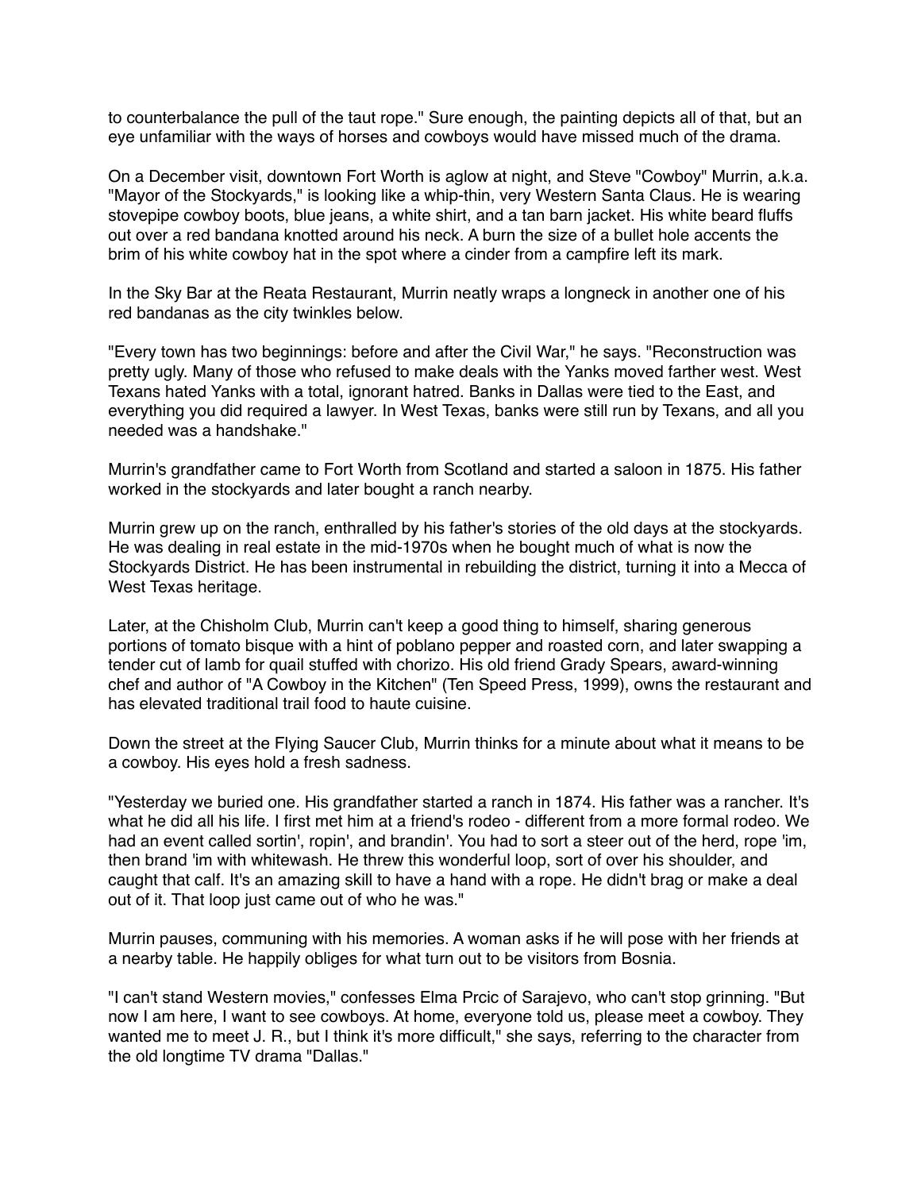to counterbalance the pull of the taut rope." Sure enough, the painting depicts all of that, but an eye unfamiliar with the ways of horses and cowboys would have missed much of the drama.

On a December visit, downtown Fort Worth is aglow at night, and Steve "Cowboy" Murrin, a.k.a. "Mayor of the Stockyards," is looking like a whip-thin, very Western Santa Claus. He is wearing stovepipe cowboy boots, blue jeans, a white shirt, and a tan barn jacket. His white beard fluffs out over a red bandana knotted around his neck. A burn the size of a bullet hole accents the brim of his white cowboy hat in the spot where a cinder from a campfire left its mark.

In the Sky Bar at the Reata Restaurant, Murrin neatly wraps a longneck in another one of his red bandanas as the city twinkles below.

"Every town has two beginnings: before and after the Civil War," he says. "Reconstruction was pretty ugly. Many of those who refused to make deals with the Yanks moved farther west. West Texans hated Yanks with a total, ignorant hatred. Banks in Dallas were tied to the East, and everything you did required a lawyer. In West Texas, banks were still run by Texans, and all you needed was a handshake."

Murrin's grandfather came to Fort Worth from Scotland and started a saloon in 1875. His father worked in the stockyards and later bought a ranch nearby.

Murrin grew up on the ranch, enthralled by his father's stories of the old days at the stockyards. He was dealing in real estate in the mid-1970s when he bought much of what is now the Stockyards District. He has been instrumental in rebuilding the district, turning it into a Mecca of West Texas heritage.

Later, at the Chisholm Club, Murrin can't keep a good thing to himself, sharing generous portions of tomato bisque with a hint of poblano pepper and roasted corn, and later swapping a tender cut of lamb for quail stuffed with chorizo. His old friend Grady Spears, award-winning chef and author of "A Cowboy in the Kitchen" (Ten Speed Press, 1999), owns the restaurant and has elevated traditional trail food to haute cuisine.

Down the street at the Flying Saucer Club, Murrin thinks for a minute about what it means to be a cowboy. His eyes hold a fresh sadness.

"Yesterday we buried one. His grandfather started a ranch in 1874. His father was a rancher. It's what he did all his life. I first met him at a friend's rodeo - different from a more formal rodeo. We had an event called sortin', ropin', and brandin'. You had to sort a steer out of the herd, rope 'im, then brand 'im with whitewash. He threw this wonderful loop, sort of over his shoulder, and caught that calf. It's an amazing skill to have a hand with a rope. He didn't brag or make a deal out of it. That loop just came out of who he was."

Murrin pauses, communing with his memories. A woman asks if he will pose with her friends at a nearby table. He happily obliges for what turn out to be visitors from Bosnia.

"I can't stand Western movies," confesses Elma Prcic of Sarajevo, who can't stop grinning. "But now I am here, I want to see cowboys. At home, everyone told us, please meet a cowboy. They wanted me to meet J. R., but I think it's more difficult," she says, referring to the character from the old longtime TV drama "Dallas."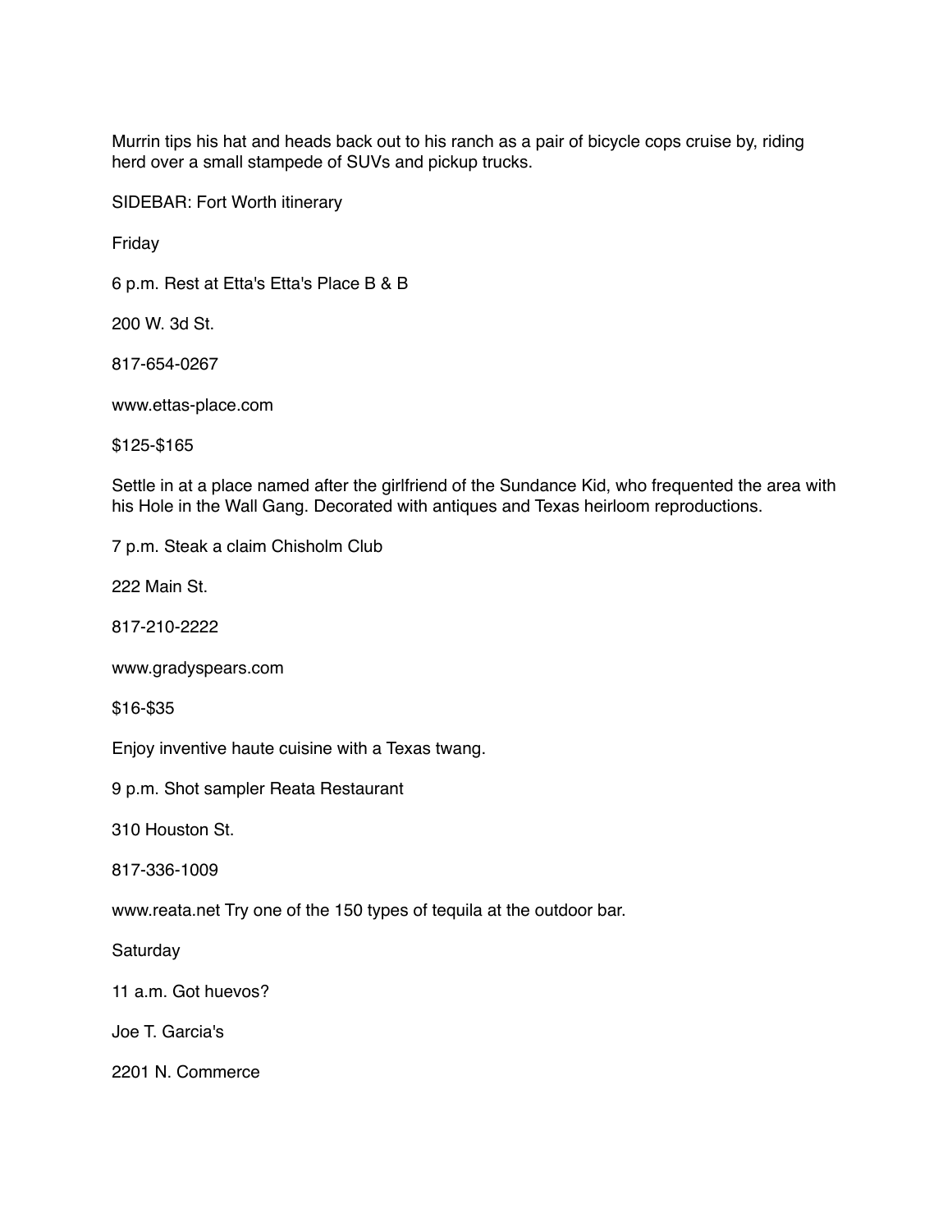Murrin tips his hat and heads back out to his ranch as a pair of bicycle cops cruise by, riding herd over a small stampede of SUVs and pickup trucks.

SIDEBAR: Fort Worth itinerary

Friday

6 p.m. Rest at Etta's Etta's Place B & B

200 W. 3d St.

817-654-0267

www.ettas-place.com

$125-$165

Settle in at a place named after the girlfriend of the Sundance Kid, who frequented the area with his Hole in the Wall Gang. Decorated with antiques and Texas heirloom reproductions.

7 p.m. Steak a claim Chisholm Club

222 Main St.

817-210-2222

www.gradyspears.com

$16-$35

Enjoy inventive haute cuisine with a Texas twang.

9 p.m. Shot sampler Reata Restaurant

310 Houston St.

817-336-1009

www.reata.net Try one of the 150 types of tequila at the outdoor bar.

Saturday

11 a.m. Got huevos?

Joe T. Garcia's

2201 N. Commerce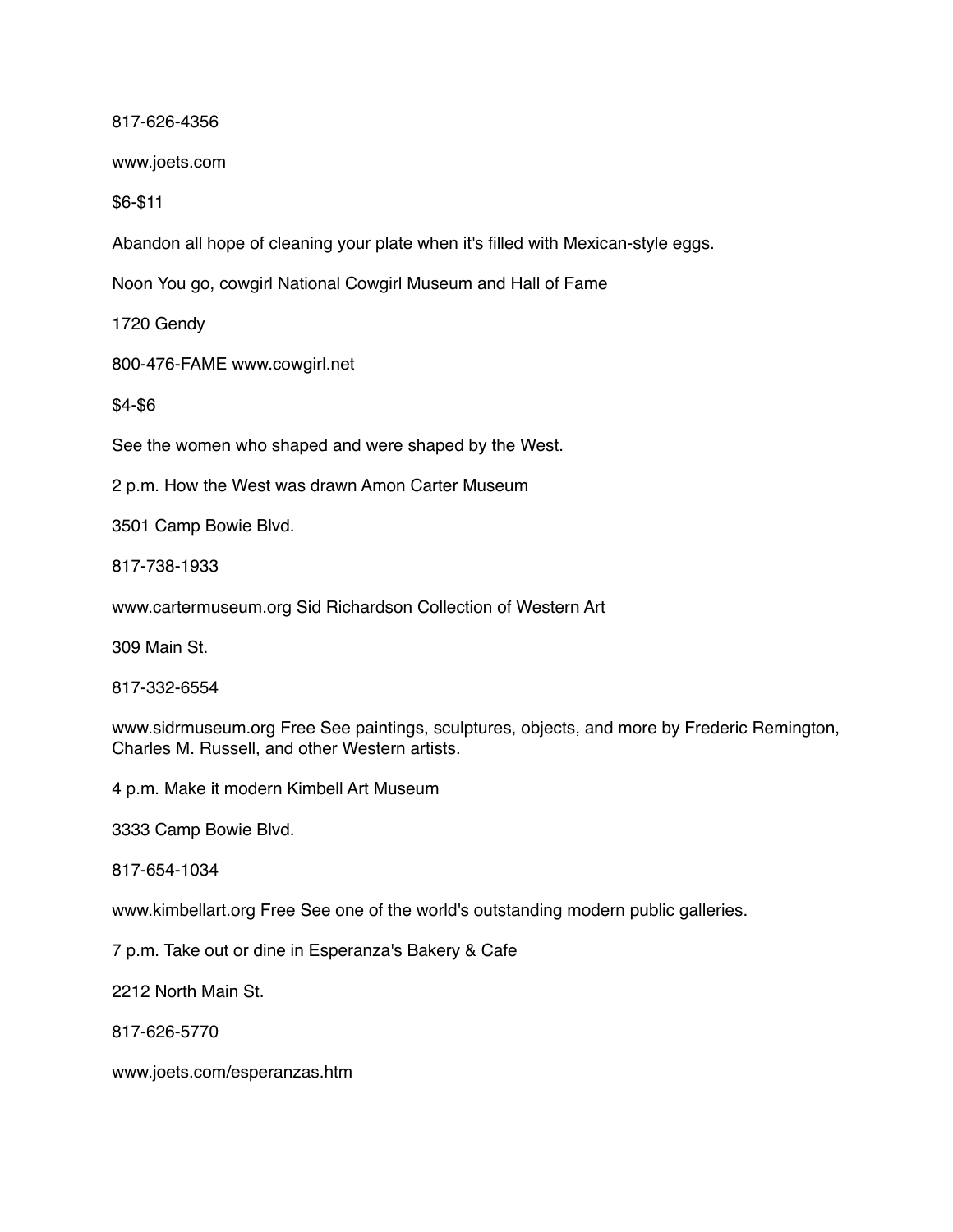817-626-4356

www.joets.com

$6-$11

Abandon all hope of cleaning your plate when it's filled with Mexican-style eggs.

Noon You go, cowgirl National Cowgirl Museum and Hall of Fame

1720 Gendy

800-476-FAME www.cowgirl.net

$4-$6

See the women who shaped and were shaped by the West.

2 p.m. How the West was drawn Amon Carter Museum

3501 Camp Bowie Blvd.

817-738-1933

www.cartermuseum.org Sid Richardson Collection of Western Art

309 Main St.

817-332-6554

www.sidrmuseum.org Free See paintings, sculptures, objects, and more by Frederic Remington, Charles M. Russell, and other Western artists.

4 p.m. Make it modern Kimbell Art Museum

3333 Camp Bowie Blvd.

817-654-1034

www.kimbellart.org Free See one of the world's outstanding modern public galleries.

7 p.m. Take out or dine in Esperanza's Bakery & Cafe

2212 North Main St.

817-626-5770

www.joets.com/esperanzas.htm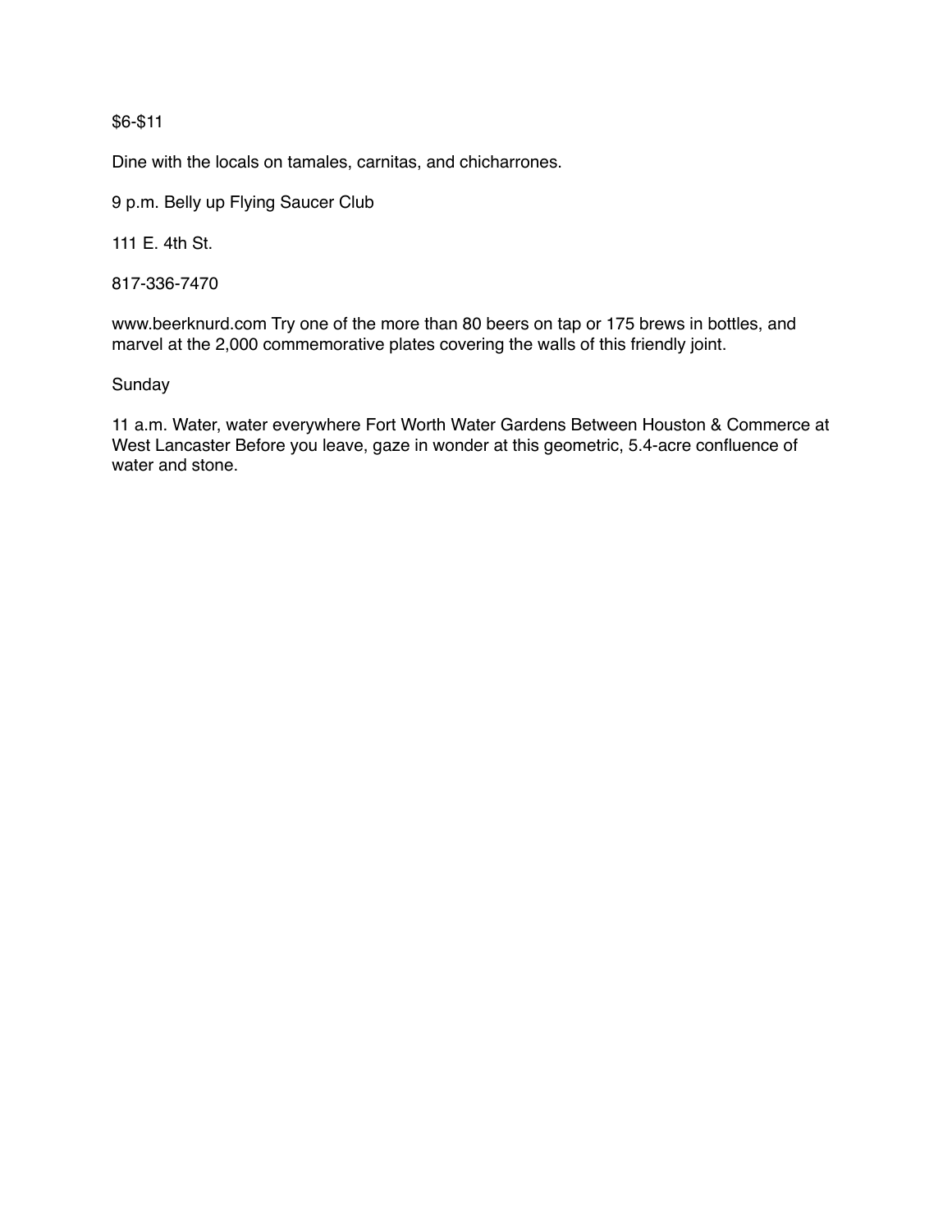$6-$11

Dine with the locals on tamales, carnitas, and chicharrones.

9 p.m. Belly up Flying Saucer Club

111 E. 4th St.

817-336-7470

www.beerknurd.com Try one of the more than 80 beers on tap or 175 brews in bottles, and marvel at the 2,000 commemorative plates covering the walls of this friendly joint.

Sunday

11 a.m. Water, water everywhere Fort Worth Water Gardens Between Houston & Commerce at West Lancaster Before you leave, gaze in wonder at this geometric, 5.4-acre confluence of water and stone.